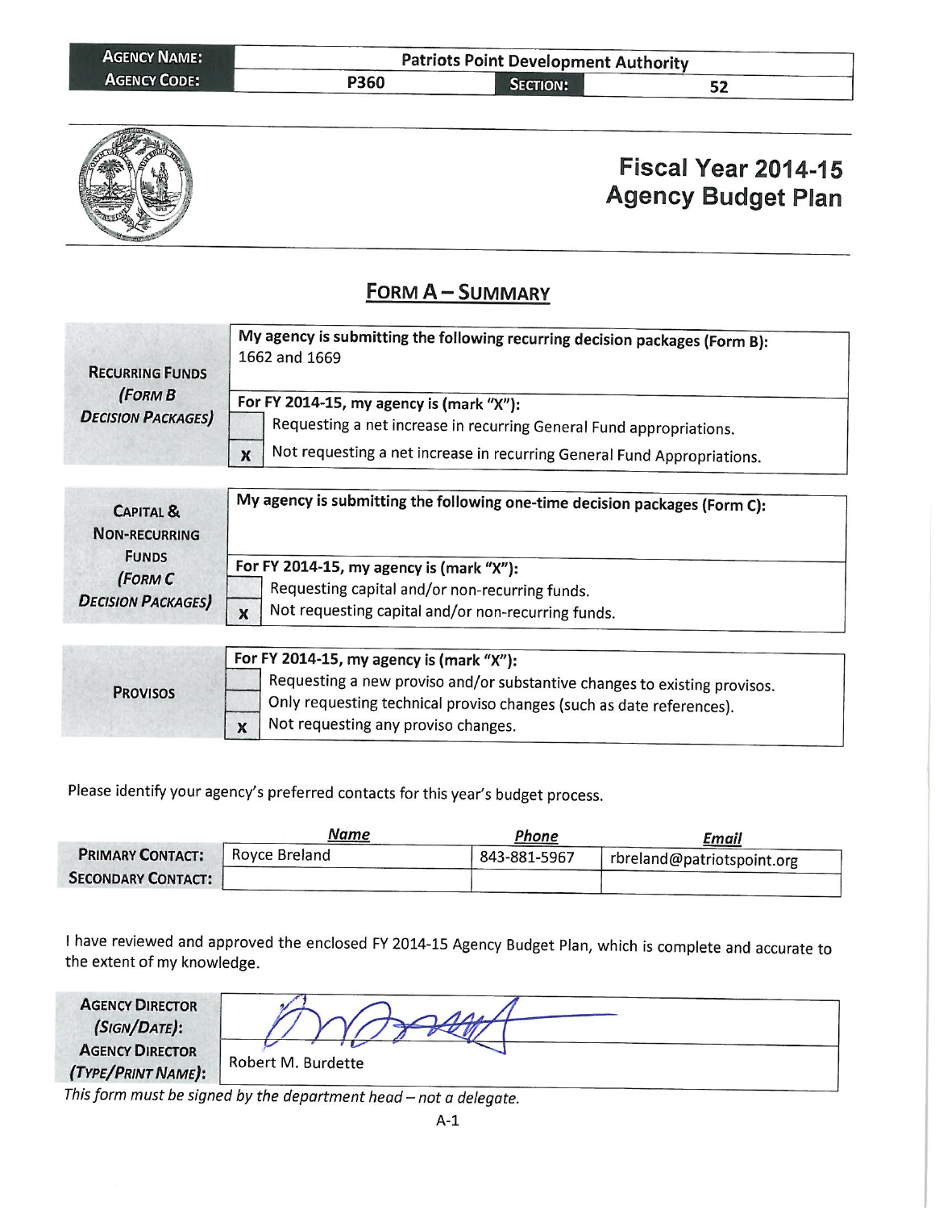| AGENCY NAME: | Patriots Point Development Authority | | |
|---|---|---|---|
| AGENCY CODE: | P360 | SECTION: | 52 |

# Fiscal Year 2014-15 Agency Budget Plan

## FORM A – SUMMARY

| RECURRING FUNDS (FORM B DECISION PACKAGES) | My agency is submitting the following recurring decision packages (Form B): 1662 and 1669 |
|---|---|
| | For FY 2014-15, my agency is (mark "X"): |
| | [ ] Requesting a net increase in recurring General Fund appropriations. |
| | [X] Not requesting a net increase in recurring General Fund Appropriations. |

| CAPITAL & NON-RECURRING FUNDS (FORM C DECISION PACKAGES) | My agency is submitting the following one-time decision packages (Form C): |
|---|---|
| | For FY 2014-15, my agency is (mark "X"): |
| | [ ] Requesting capital and/or non-recurring funds. |
| | [X] Not requesting capital and/or non-recurring funds. |

| PROVISOS | For FY 2014-15, my agency is (mark "X"): |
|---|---|
| | [ ] Requesting a new proviso and/or substantive changes to existing provisos. |
| | [ ] Only requesting technical proviso changes (such as date references). |
| | [X] Not requesting any proviso changes. |

Please identify your agency's preferred contacts for this year's budget process.

| | Name | Phone | Email |
|---|---|---|---|
| PRIMARY CONTACT: | Royce Breland | 843-881-5967 | rbreland@patriotspoint.org |
| SECONDARY CONTACT: | | | |

I have reviewed and approved the enclosed FY 2014-15 Agency Budget Plan, which is complete and accurate to the extent of my knowledge.

| AGENCY DIRECTOR (SIGN/DATE): | [Signature] |
|---|---|
| AGENCY DIRECTOR (TYPE/PRINT NAME): | Robert M. Burdette |

*This form must be signed by the department head – not a delegate.*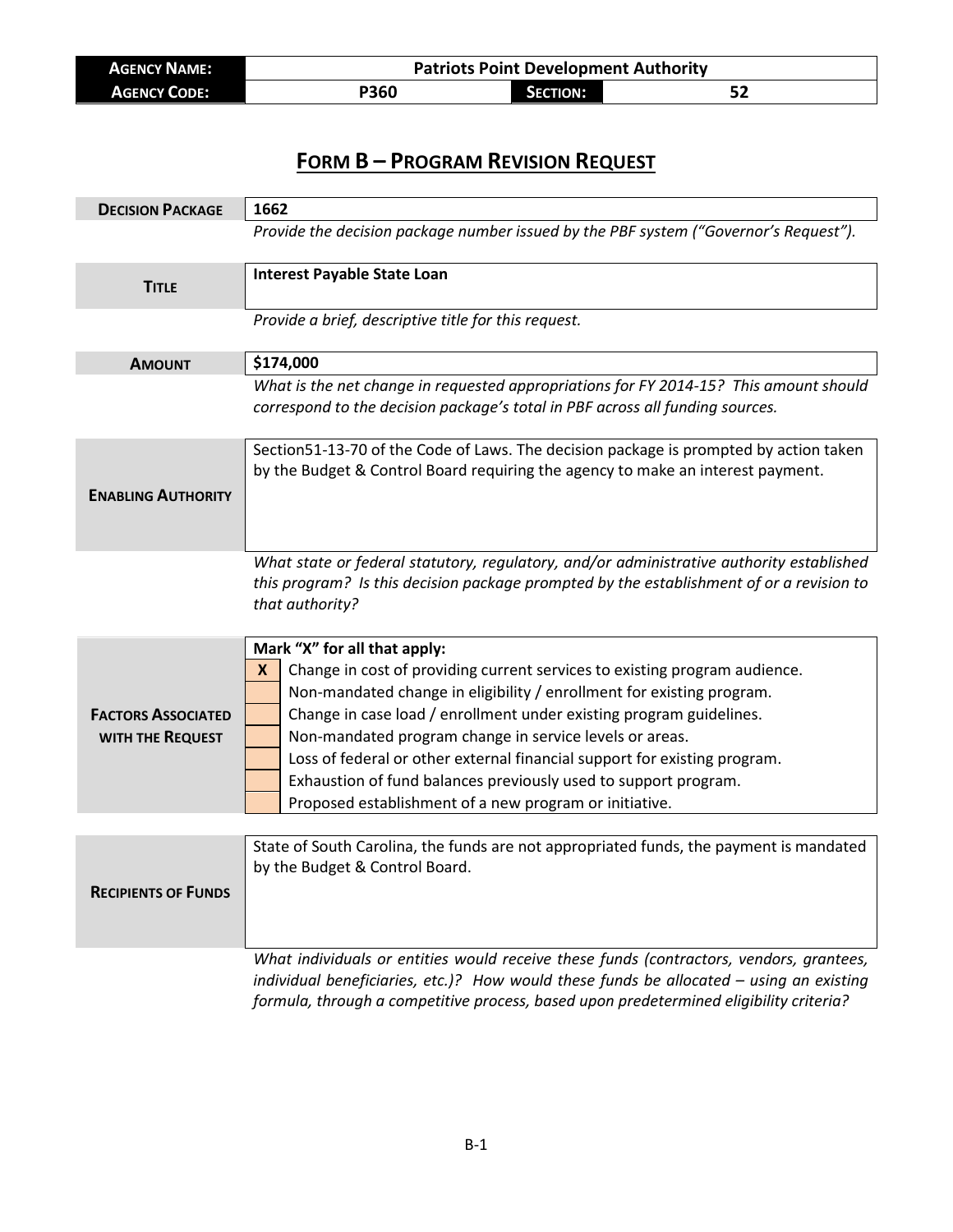| **AGENCY NAME:** | **Patriots Point Development Authority** | | |
|---|---|---|---|
| **AGENCY CODE:** | **P360** | **SECTION:** | **52** |

## FORM B – PROGRAM REVISION REQUEST

| **DECISION PACKAGE** | **1662** |
|---|---|
| | *Provide the decision package number issued by the PBF system ("Governor's Request").* |

| **TITLE** | **Interest Payable State Loan** |
|---|---|
| | *Provide a brief, descriptive title for this request.* |

| **AMOUNT** | **$174,000** |
|---|---|
| | *What is the net change in requested appropriations for FY 2014-15? This amount should correspond to the decision package's total in PBF across all funding sources.* |

| **ENABLING AUTHORITY** | Section51-13-70 of the Code of Laws. The decision package is prompted by action taken by the Budget & Control Board requiring the agency to make an interest payment. |
|---|---|
| | *What state or federal statutory, regulatory, and/or administrative authority established this program? Is this decision package prompted by the establishment of or a revision to that authority?* |

| **FACTORS ASSOCIATED WITH THE REQUEST** | **Mark "X" for all that apply:** | |
|---|---|---|
| | **X** | Change in cost of providing current services to existing program audience. |
| | | Non-mandated change in eligibility / enrollment for existing program. |
| | | Change in case load / enrollment under existing program guidelines. |
| | | Non-mandated program change in service levels or areas. |
| | | Loss of federal or other external financial support for existing program. |
| | | Exhaustion of fund balances previously used to support program. |
| | | Proposed establishment of a new program or initiative. |

| **RECIPIENTS OF FUNDS** | State of South Carolina, the funds are not appropriated funds, the payment is mandated by the Budget & Control Board. |
|---|---|
| | *What individuals or entities would receive these funds (contractors, vendors, grantees, individual beneficiaries, etc.)? How would these funds be allocated – using an existing formula, through a competitive process, based upon predetermined eligibility criteria?* |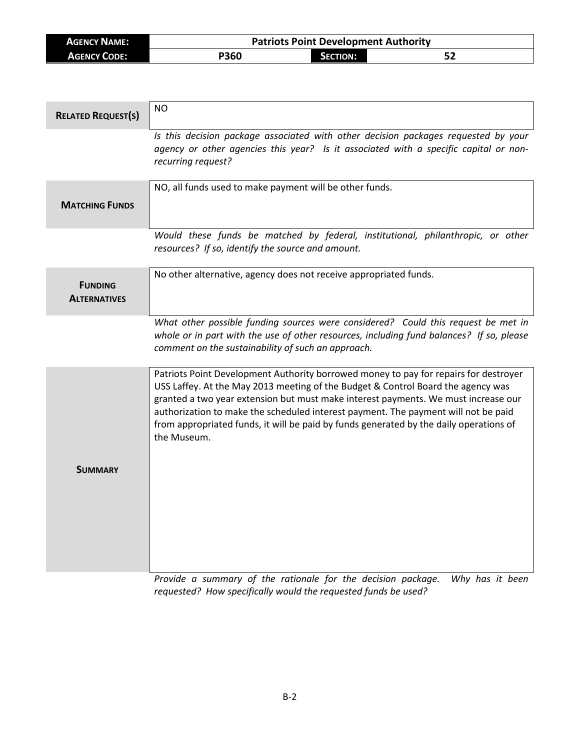| **AGENCY NAME:** | Patriots Point Development Authority | | |
|---|---|---|---|
| **AGENCY CODE:** | P360 | **SECTION:** | 52 |

| | |
|---|---|
| **RELATED REQUEST(S)** | NO |
| | *Is this decision package associated with other decision packages requested by your agency or other agencies this year? Is it associated with a specific capital or non-recurring request?* |
| **MATCHING FUNDS** | NO, all funds used to make payment will be other funds. |
| | *Would these funds be matched by federal, institutional, philanthropic, or other resources? If so, identify the source and amount.* |
| **FUNDING ALTERNATIVES** | No other alternative, agency does not receive appropriated funds. |
| | *What other possible funding sources were considered? Could this request be met in whole or in part with the use of other resources, including fund balances? If so, please comment on the sustainability of such an approach.* |
| **SUMMARY** | Patriots Point Development Authority borrowed money to pay for repairs for destroyer USS Laffey. At the May 2013 meeting of the Budget & Control Board the agency was granted a two year extension but must make interest payments. We must increase our authorization to make the scheduled interest payment. The payment will not be paid from appropriated funds, it will be paid by funds generated by the daily operations of the Museum. |
| | *Provide a summary of the rationale for the decision package. Why has it been requested? How specifically would the requested funds be used?* |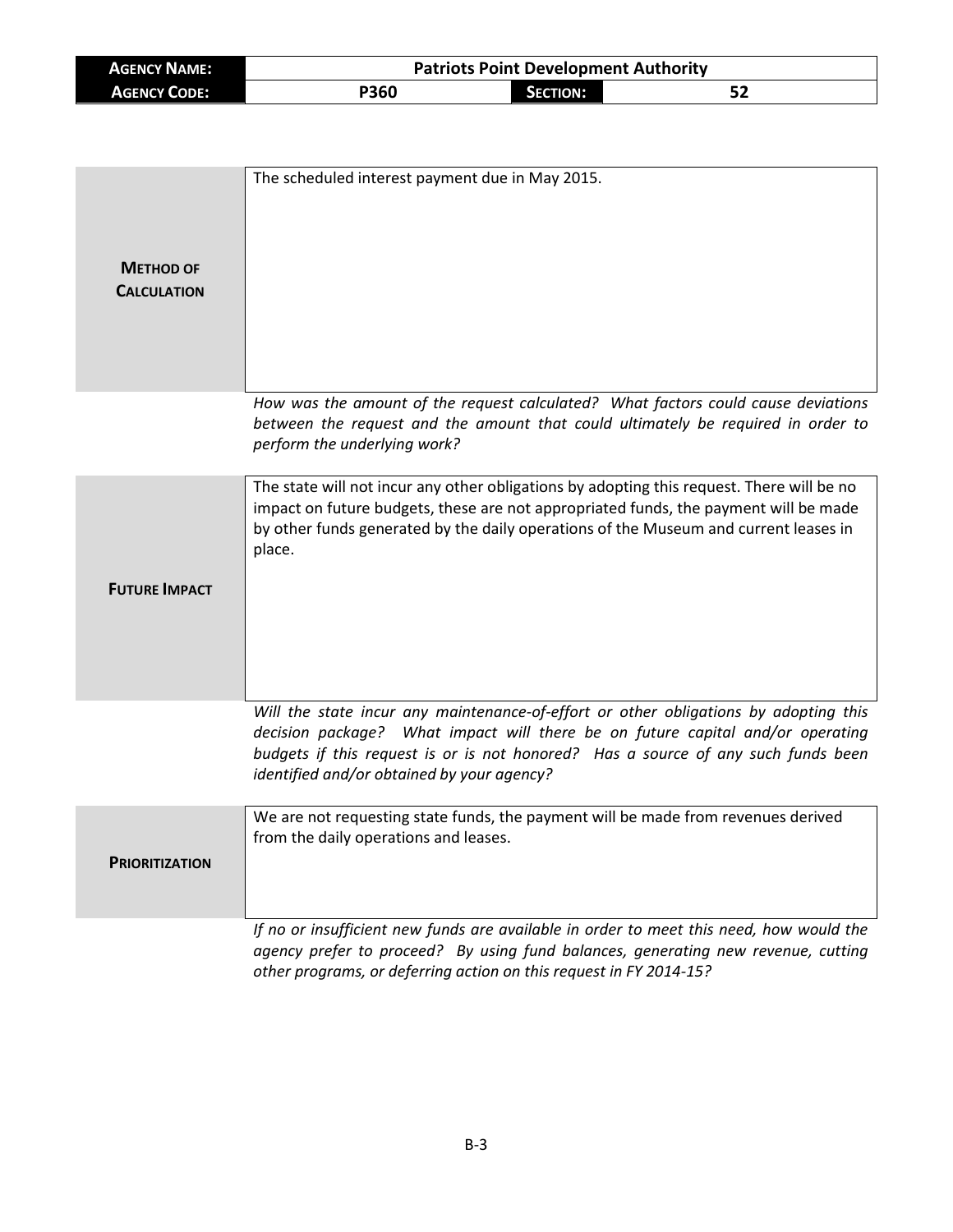| **AGENCY NAME:** | Patriots Point Development Authority | | |
|---|---|---|---|
| **AGENCY CODE:** | P360 | **SECTION:** | 52 |

| | |
|---|---|
| **METHOD OF CALCULATION** | The scheduled interest payment due in May 2015. |

*How was the amount of the request calculated? What factors could cause deviations between the request and the amount that could ultimately be required in order to perform the underlying work?*

| | |
|---|---|
| **FUTURE IMPACT** | The state will not incur any other obligations by adopting this request. There will be no impact on future budgets, these are not appropriated funds, the payment will be made by other funds generated by the daily operations of the Museum and current leases in place. |

*Will the state incur any maintenance-of-effort or other obligations by adopting this decision package? What impact will there be on future capital and/or operating budgets if this request is or is not honored? Has a source of any such funds been identified and/or obtained by your agency?*

| | |
|---|---|
| **PRIORITIZATION** | We are not requesting state funds, the payment will be made from revenues derived from the daily operations and leases. |

*If no or insufficient new funds are available in order to meet this need, how would the agency prefer to proceed? By using fund balances, generating new revenue, cutting other programs, or deferring action on this request in FY 2014-15?*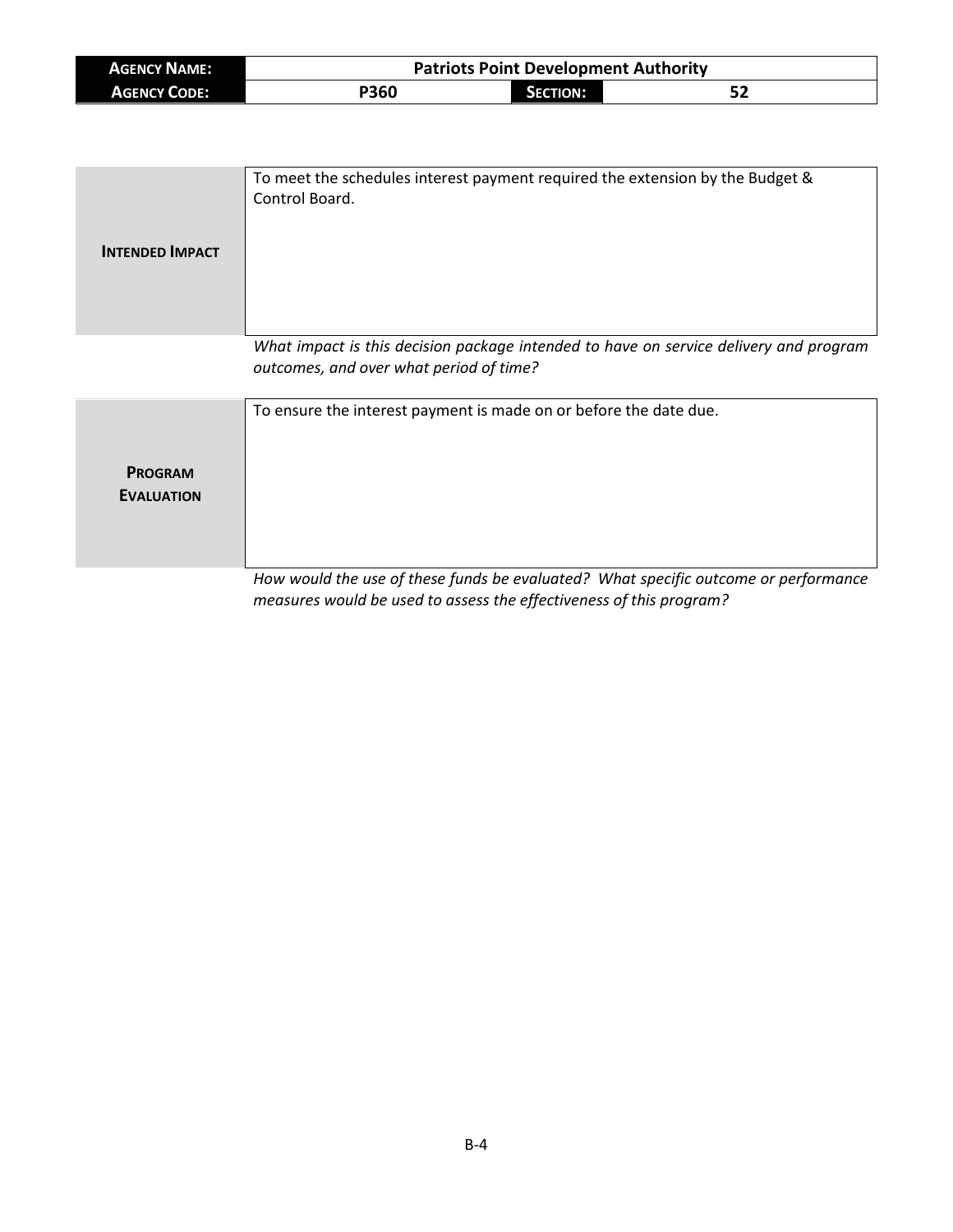| **AGENCY NAME:** | **Patriots Point Development Authority** | | |
|---|---|---|---|
| **AGENCY CODE:** | **P360** | **SECTION:** | **52** |

| | |
|---|---|
| **INTENDED IMPACT** | To meet the schedules interest payment required the extension by the Budget & Control Board. |

*What impact is this decision package intended to have on service delivery and program outcomes, and over what period of time?*

| | |
|---|---|
| **PROGRAM EVALUATION** | To ensure the interest payment is made on or before the date due. |

*How would the use of these funds be evaluated? What specific outcome or performance measures would be used to assess the effectiveness of this program?*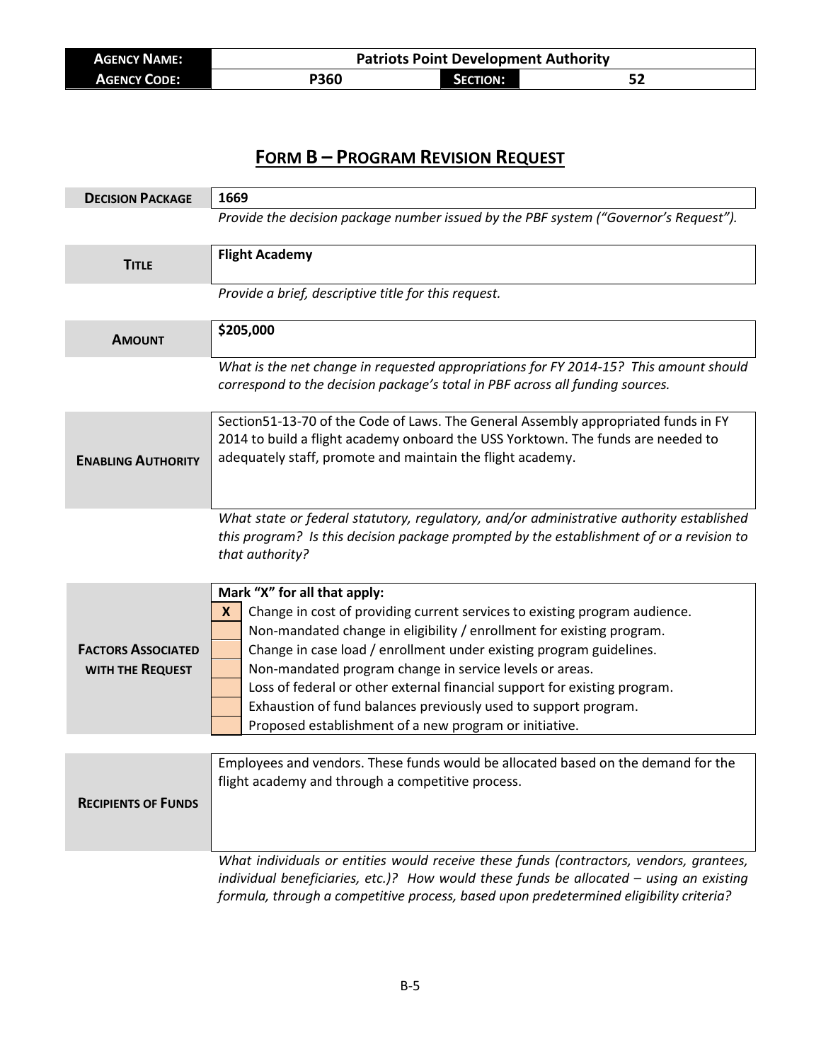| **Agency Name:** | **Patriots Point Development Authority** | | |
|---|---|---|---|
| **Agency Code:** | **P360** | **Section:** | **52** |

# **Form B – Program Revision Request**

| | |
|---|---|
| **Decision Package** | **1669** |
| | *Provide the decision package number issued by the PBF system ("Governor's Request").* |
| **Title** | **Flight Academy** |
| | *Provide a brief, descriptive title for this request.* |
| **Amount** | **$205,000** |
| | *What is the net change in requested appropriations for FY 2014-15? This amount should correspond to the decision package's total in PBF across all funding sources.* |
| **Enabling Authority** | Section51-13-70 of the Code of Laws. The General Assembly appropriated funds in FY 2014 to build a flight academy onboard the USS Yorktown. The funds are needed to adequately staff, promote and maintain the flight academy. |
| | *What state or federal statutory, regulatory, and/or administrative authority established this program? Is this decision package prompted by the establishment of or a revision to that authority?* |

**Factors Associated with the Request**

**Mark "X" for all that apply:**

| | |
|---|---|
| X | Change in cost of providing current services to existing program audience. |
| | Non-mandated change in eligibility / enrollment for existing program. |
| | Change in case load / enrollment under existing program guidelines. |
| | Non-mandated program change in service levels or areas. |
| | Loss of federal or other external financial support for existing program. |
| | Exhaustion of fund balances previously used to support program. |
| | Proposed establishment of a new program or initiative. |

| | |
|---|---|
| **Recipients of Funds** | Employees and vendors. These funds would be allocated based on the demand for the flight academy and through a competitive process. |
| | *What individuals or entities would receive these funds (contractors, vendors, grantees, individual beneficiaries, etc.)? How would these funds be allocated – using an existing formula, through a competitive process, based upon predetermined eligibility criteria?* |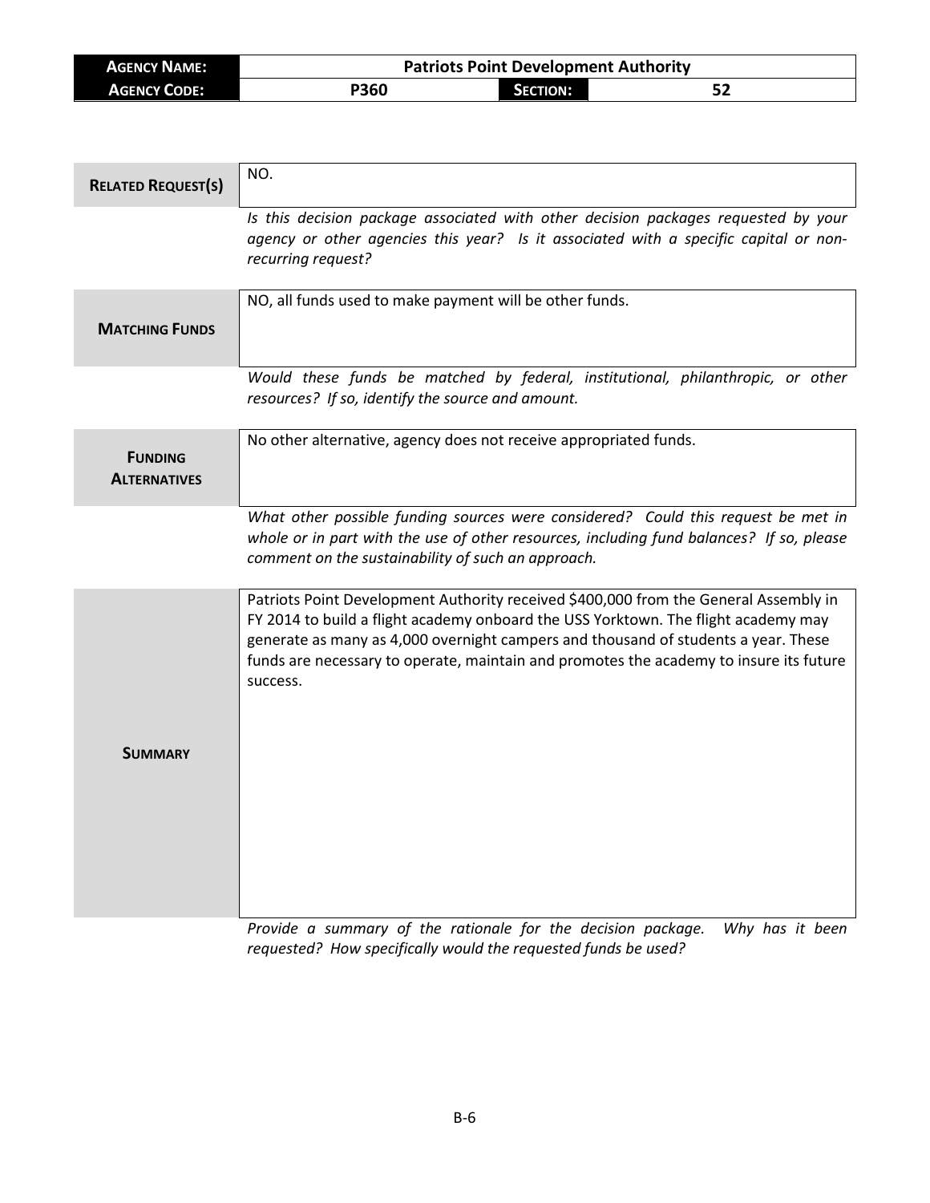| **AGENCY NAME:** | Patriots Point Development Authority | | |
|---|---|---|---|
| **AGENCY CODE:** | P360 | **SECTION:** | 52 |

| | |
|---|---|
| **RELATED REQUEST(S)** | NO. |
| | *Is this decision package associated with other decision packages requested by your agency or other agencies this year? Is it associated with a specific capital or non-recurring request?* |
| **MATCHING FUNDS** | NO, all funds used to make payment will be other funds. |
| | *Would these funds be matched by federal, institutional, philanthropic, or other resources? If so, identify the source and amount.* |
| **FUNDING ALTERNATIVES** | No other alternative, agency does not receive appropriated funds. |
| | *What other possible funding sources were considered? Could this request be met in whole or in part with the use of other resources, including fund balances? If so, please comment on the sustainability of such an approach.* |
| **SUMMARY** | Patriots Point Development Authority received $400,000 from the General Assembly in FY 2014 to build a flight academy onboard the USS Yorktown. The flight academy may generate as many as 4,000 overnight campers and thousand of students a year. These funds are necessary to operate, maintain and promotes the academy to insure its future success. |
| | *Provide a summary of the rationale for the decision package. Why has it been requested? How specifically would the requested funds be used?* |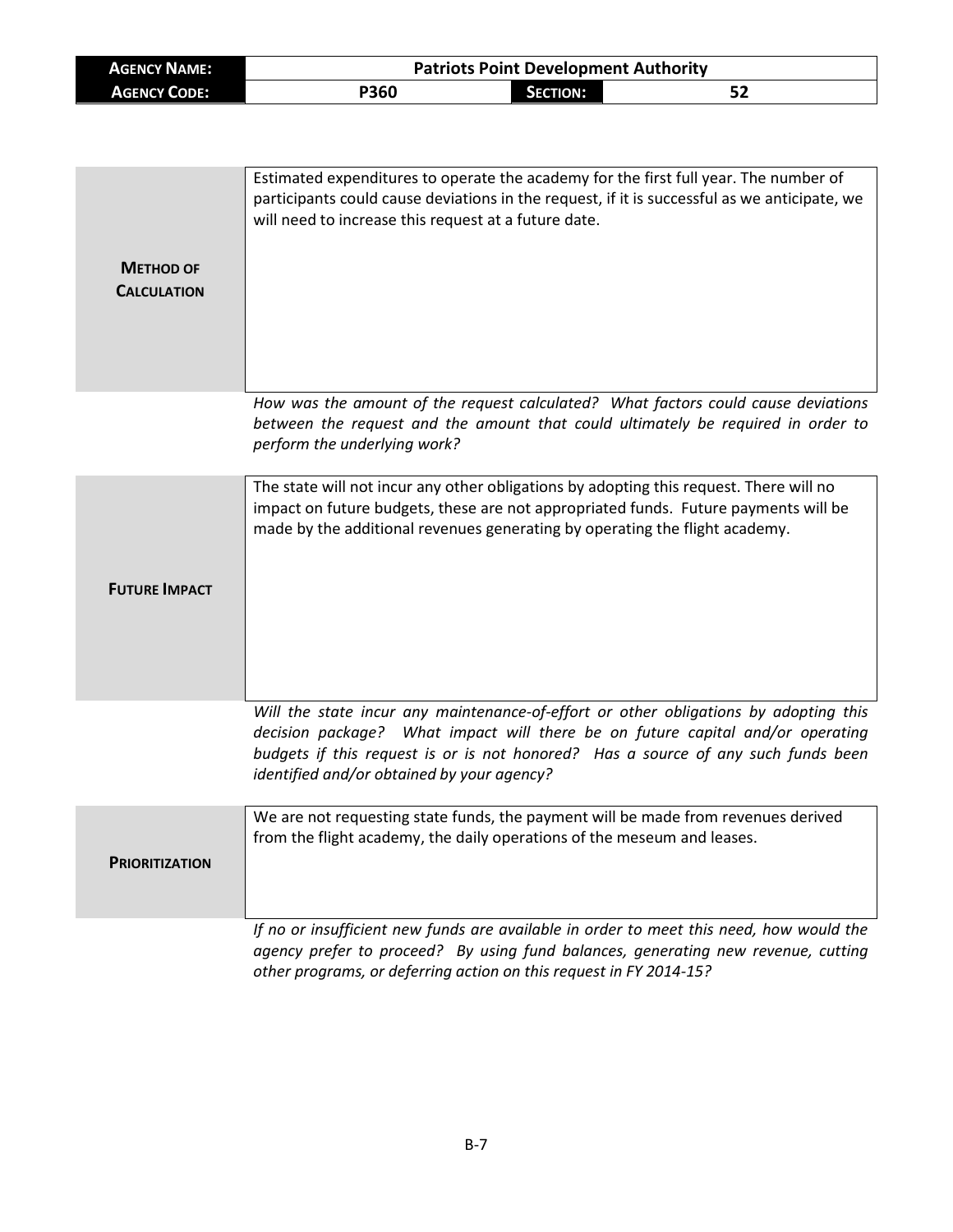| **Agency Name:** | Patriots Point Development Authority | | |
|---|---|---|---|
| **Agency Code:** | P360 | **Section:** | 52 |

| | |
|---|---|
| **Method of Calculation** | Estimated expenditures to operate the academy for the first full year. The number of participants could cause deviations in the request, if it is successful as we anticipate, we will need to increase this request at a future date. |

*How was the amount of the request calculated? What factors could cause deviations between the request and the amount that could ultimately be required in order to perform the underlying work?*

| | |
|---|---|
| **Future Impact** | The state will not incur any other obligations by adopting this request. There will no impact on future budgets, these are not appropriated funds. Future payments will be made by the additional revenues generating by operating the flight academy. |

*Will the state incur any maintenance-of-effort or other obligations by adopting this decision package? What impact will there be on future capital and/or operating budgets if this request is or is not honored? Has a source of any such funds been identified and/or obtained by your agency?*

| | |
|---|---|
| **Prioritization** | We are not requesting state funds, the payment will be made from revenues derived from the flight academy, the daily operations of the meseum and leases. |

*If no or insufficient new funds are available in order to meet this need, how would the agency prefer to proceed? By using fund balances, generating new revenue, cutting other programs, or deferring action on this request in FY 2014-15?*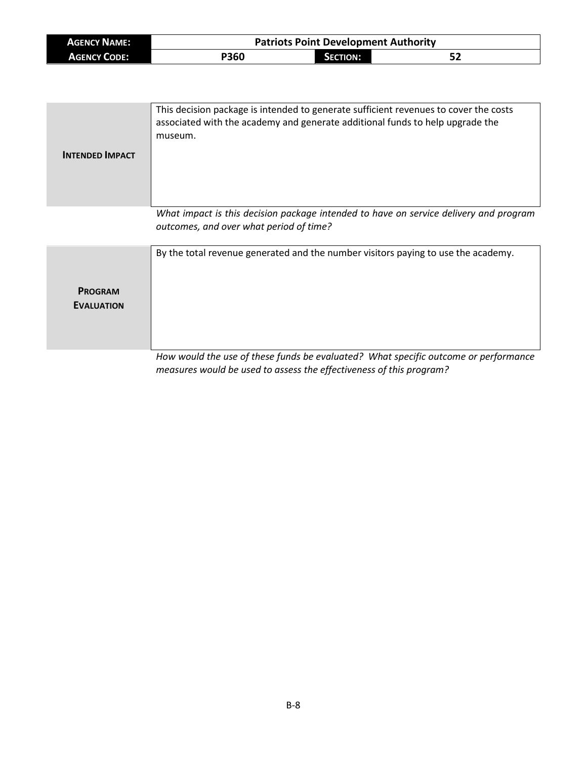| | | | |
|---|---|---|---|
| **AGENCY NAME:** | **Patriots Point Development Authority** | | |
| **AGENCY CODE:** | **P360** | **SECTION:** | **52** |

| | |
|---|---|
| **INTENDED IMPACT** | This decision package is intended to generate sufficient revenues to cover the costs associated with the academy and generate additional funds to help upgrade the museum. |

*What impact is this decision package intended to have on service delivery and program outcomes, and over what period of time?*

| | |
|---|---|
| **PROGRAM EVALUATION** | By the total revenue generated and the number visitors paying to use the academy. |

*How would the use of these funds be evaluated? What specific outcome or performance measures would be used to assess the effectiveness of this program?*